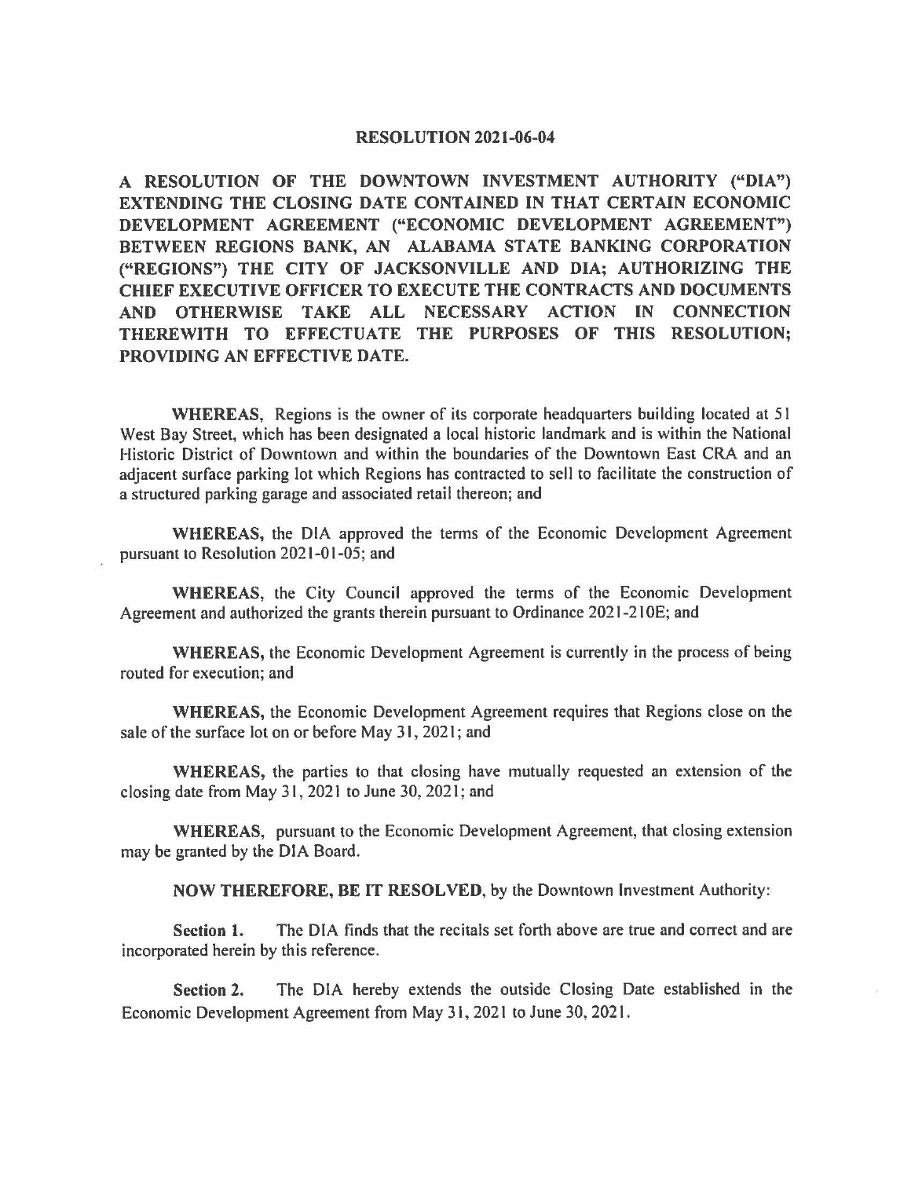# RESOLUTION 2021-06-04

**A RESOLUTION OF THE DOWNTOWN INVESTMENT AUTHORITY ("DIA") EXTENDING THE CLOSING DATE CONTAINED IN THAT CERTAIN ECONOMIC DEVELOPMENT AGREEMENT ("ECONOMIC DEVELOPMENT AGREEMENT") BETWEEN REGIONS BANK, AN ALABAMA STATE BANKING CORPORATION ("REGIONS") THE CITY OF JACKSONVILLE AND DIA; AUTHORIZING THE CHIEF EXECUTIVE OFFICER TO EXECUTE THE CONTRACTS AND DOCUMENTS AND OTHERWISE TAKE ALL NECESSARY ACTION IN CONNECTION THEREWITH TO EFFECTUATE THE PURPOSES OF THIS RESOLUTION; PROVIDING AN EFFECTIVE DATE.**

**WHEREAS,** Regions is the owner of its corporate headquarters building located at 51 West Bay Street, which has been designated a local historic landmark and is within the National Historic District of Downtown and within the boundaries of the Downtown East CRA and an adjacent surface parking lot which Regions has contracted to sell to facilitate the construction of a structured parking garage and associated retail thereon; and

**WHEREAS,** the DIA approved the terms of the Economic Development Agreement pursuant to Resolution 2021-01-05; and

**WHEREAS,** the City Council approved the terms of the Economic Development Agreement and authorized the grants therein pursuant to Ordinance 2021-210E; and

**WHEREAS,** the Economic Development Agreement is currently in the process of being routed for execution; and

**WHEREAS,** the Economic Development Agreement requires that Regions close on the sale of the surface lot on or before May 31, 2021; and

**WHEREAS,** the parties to that closing have mutually requested an extension of the closing date from May 31, 2021 to June 30, 2021; and

**WHEREAS,** pursuant to the Economic Development Agreement, that closing extension may be granted by the DIA Board.

**NOW THEREFORE, BE IT RESOLVED**, by the Downtown Investment Authority:

**Section 1.** The DIA finds that the recitals set forth above are true and correct and are incorporated herein by this reference.

**Section 2.** The DIA hereby extends the outside Closing Date established in the Economic Development Agreement from May 31, 2021 to June 30, 2021.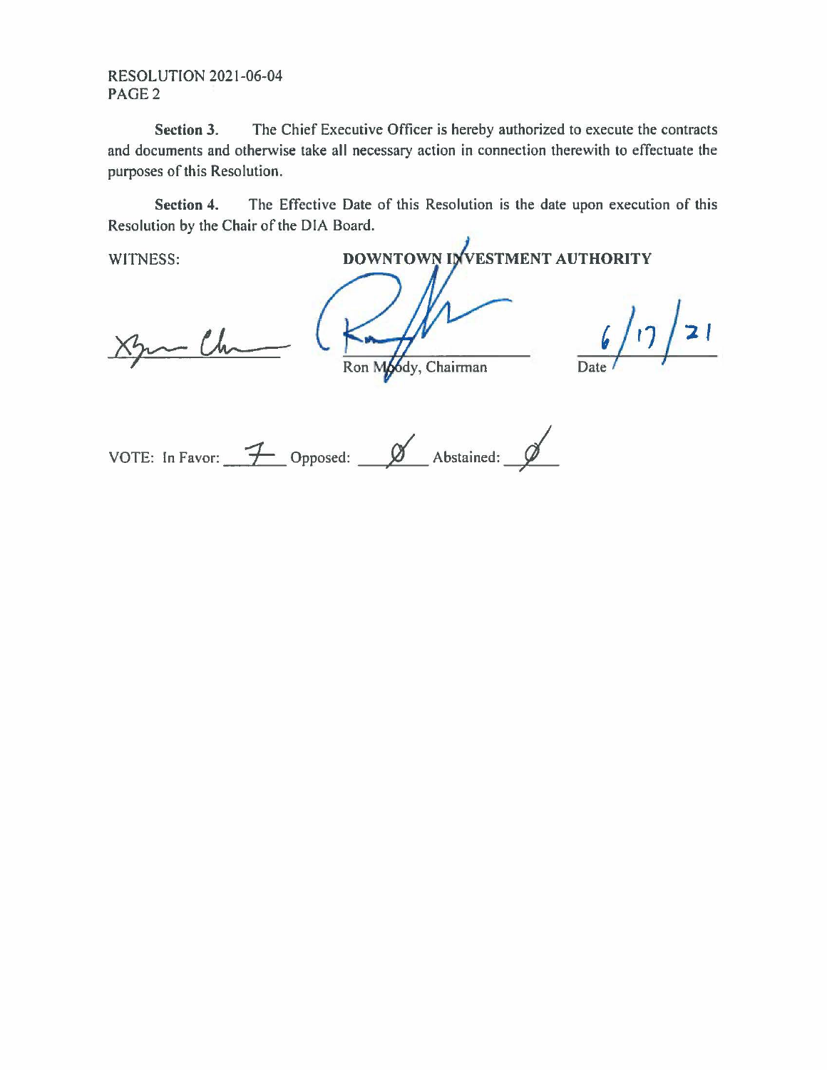RESOLUTION 2021-06-04
PAGE 2

**Section 3.** The Chief Executive Officer is hereby authorized to execute the contracts and documents and otherwise take all necessary action in connection therewith to effectuate the purposes of this Resolution.

**Section 4.** The Effective Date of this Resolution is the date upon execution of this Resolution by the Chair of the DIA Board.

WITNESS:

**DOWNTOWN INVESTMENT AUTHORITY**

Ron Moody, Chairman

Date 6/17/21

VOTE: In Favor: 7 Opposed: Ø Abstained: Ø